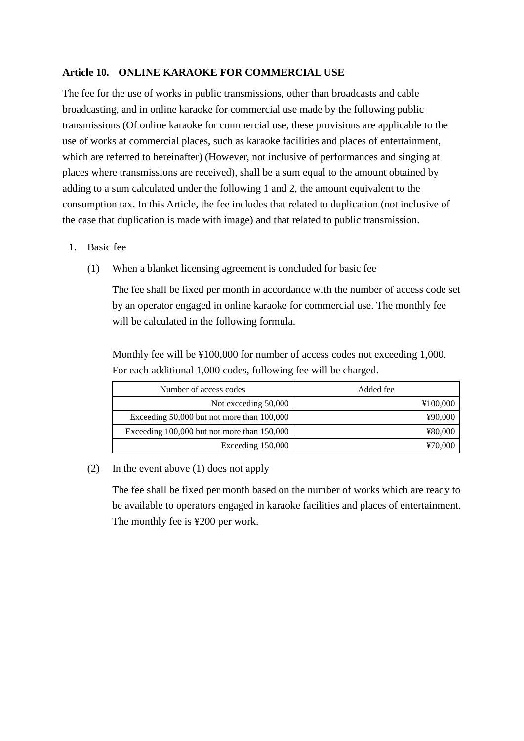### Article 10. ONLINE KARAOKE FOR COMMERCIAL USE

The fee for the use of works in public transmissions, other than broadcasts and cable broadcasting, and in online karaoke for commercial use made by the following public transmissions (Of online karaoke for commercial use, these provisions are applicable to the use of works at commercial places, such as karaoke facilities and places of entertainment, which are referred to hereinafter) (However, not inclusive of performances and singing at places where transmissions are received), shall be a sum equal to the amount obtained by adding to a sum calculated under the following 1 and 2, the amount equivalent to the consumption tax. In this Article, the fee includes that related to duplication (not inclusive of the case that duplication is made with image) and that related to public transmission.

1. Basic fee

   (1) When a blanket licensing agreement is concluded for basic fee

   The fee shall be fixed per month in accordance with the number of access code set by an operator engaged in online karaoke for commercial use. The monthly fee will be calculated in the following formula.

   Monthly fee will be ¥100,000 for number of access codes not exceeding 1,000. For each additional 1,000 codes, following fee will be charged.

   | Number of access codes | Added fee |
   |---:|---:|
   | Not exceeding 50,000 | ¥100,000 |
   | Exceeding 50,000 but not more than 100,000 | ¥90,000 |
   | Exceeding 100,000 but not more than 150,000 | ¥80,000 |
   | Exceeding 150,000 | ¥70,000 |

   (2) In the event above (1) does not apply

   The fee shall be fixed per month based on the number of works which are ready to be available to operators engaged in karaoke facilities and places of entertainment. The monthly fee is ¥200 per work.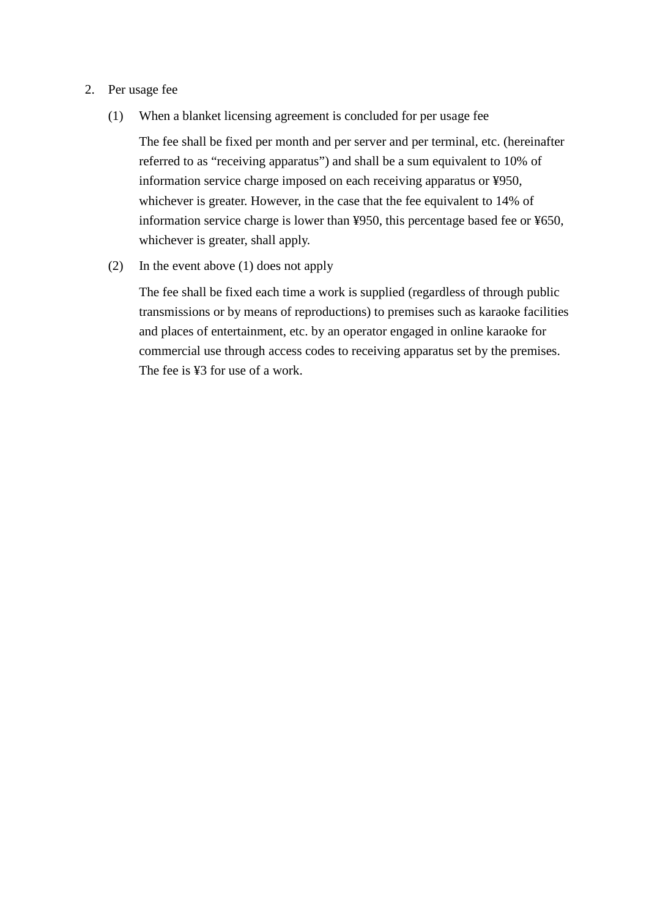2. Per usage fee

   (1) When a blanket licensing agreement is concluded for per usage fee

   The fee shall be fixed per month and per server and per terminal, etc. (hereinafter referred to as “receiving apparatus”) and shall be a sum equivalent to 10% of information service charge imposed on each receiving apparatus or ¥950, whichever is greater. However, in the case that the fee equivalent to 14% of information service charge is lower than ¥950, this percentage based fee or ¥650, whichever is greater, shall apply.

   (2) In the event above (1) does not apply

   The fee shall be fixed each time a work is supplied (regardless of through public transmissions or by means of reproductions) to premises such as karaoke facilities and places of entertainment, etc. by an operator engaged in online karaoke for commercial use through access codes to receiving apparatus set by the premises. The fee is ¥3 for use of a work.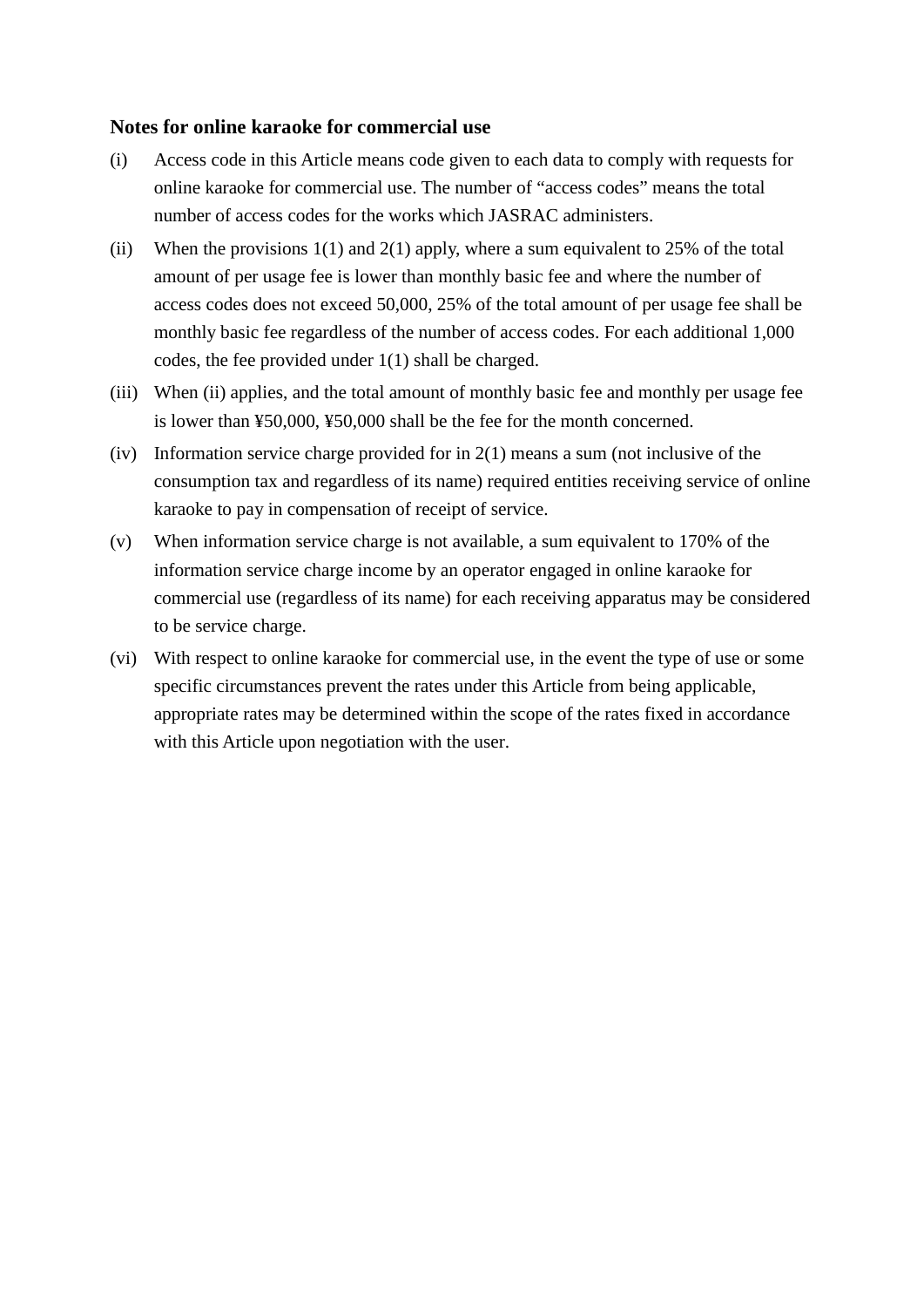**Notes for online karaoke for commercial use**

(i) Access code in this Article means code given to each data to comply with requests for online karaoke for commercial use. The number of “access codes” means the total number of access codes for the works which JASRAC administers.

(ii) When the provisions 1(1) and 2(1) apply, where a sum equivalent to 25% of the total amount of per usage fee is lower than monthly basic fee and where the number of access codes does not exceed 50,000, 25% of the total amount of per usage fee shall be monthly basic fee regardless of the number of access codes. For each additional 1,000 codes, the fee provided under 1(1) shall be charged.

(iii) When (ii) applies, and the total amount of monthly basic fee and monthly per usage fee is lower than ¥50,000, ¥50,000 shall be the fee for the month concerned.

(iv) Information service charge provided for in 2(1) means a sum (not inclusive of the consumption tax and regardless of its name) required entities receiving service of online karaoke to pay in compensation of receipt of service.

(v) When information service charge is not available, a sum equivalent to 170% of the information service charge income by an operator engaged in online karaoke for commercial use (regardless of its name) for each receiving apparatus may be considered to be service charge.

(vi) With respect to online karaoke for commercial use, in the event the type of use or some specific circumstances prevent the rates under this Article from being applicable, appropriate rates may be determined within the scope of the rates fixed in accordance with this Article upon negotiation with the user.